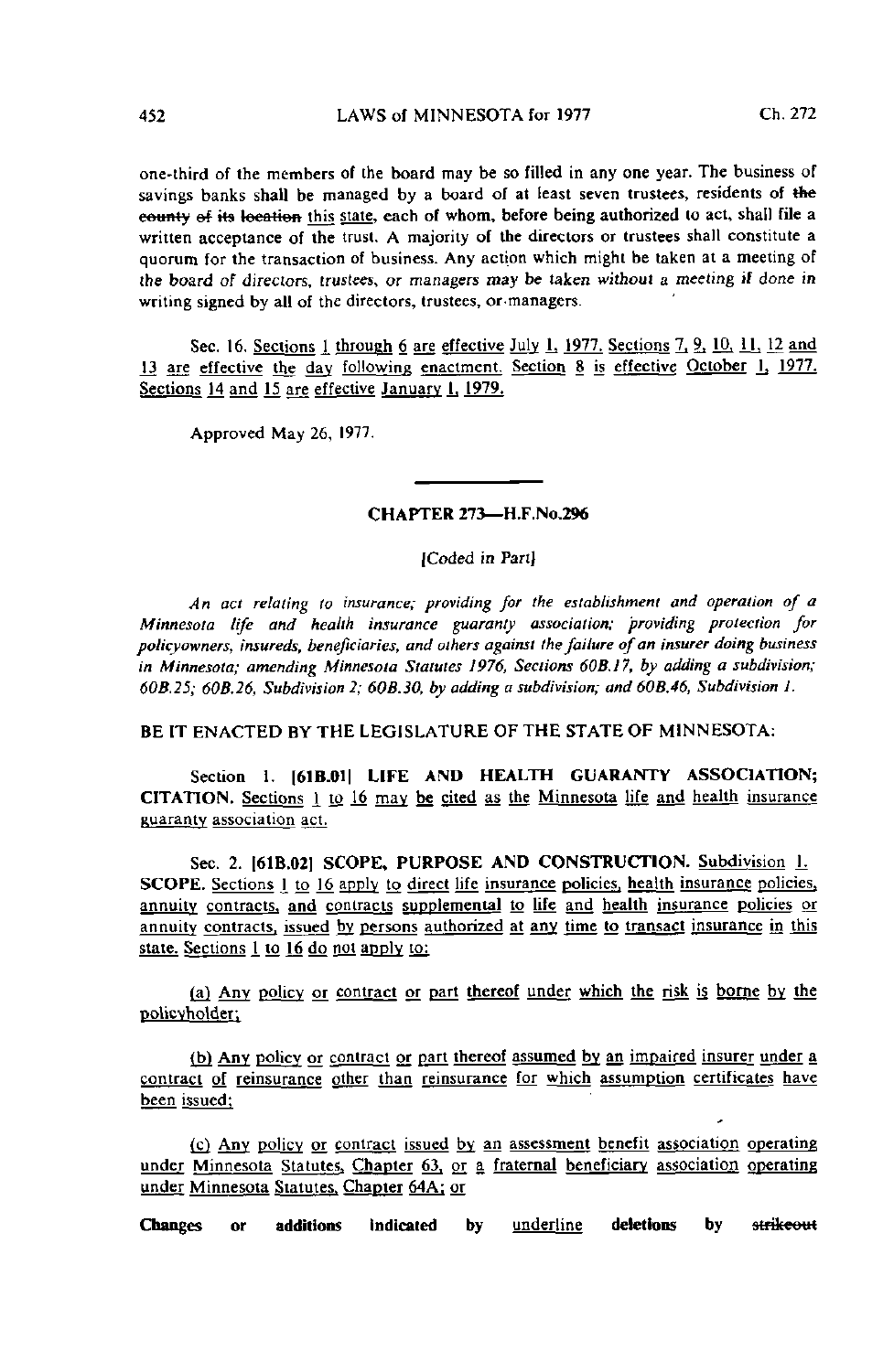one-third of the members of the board may be so filled in any one year. The business of savings banks shall be managed by a board of at least seven trustees, residents of ~~the county of its location~~ this state, each of whom, before being authorized to act, shall file a written acceptance of the trust. A majority of the directors or trustees shall constitute a quorum for the transaction of business. Any action which might be taken at a meeting of the board of directors, trustees, or managers may be taken without a meeting if done in writing signed by all of the directors, trustees, or managers.

Sec. 16. Sections 1 through 6 are effective July 1, 1977. Sections 7, 9, 10, 11, 12 and 13 are effective the day following enactment. Section 8 is effective October 1, 1977. Sections 14 and 15 are effective January 1, 1979.

Approved May 26, 1977.

## CHAPTER 273—H.F.No.296

[Coded in Part]

*An act relating to insurance; providing for the establishment and operation of a Minnesota life and health insurance guaranty association; providing protection for policyowners, insureds, beneficiaries, and others against the failure of an insurer doing business in Minnesota; amending Minnesota Statutes 1976, Sections 60B.17, by adding a subdivision; 60B.25; 60B.26, Subdivision 2; 60B.30, by adding a subdivision; and 60B.46, Subdivision 1.*

BE IT ENACTED BY THE LEGISLATURE OF THE STATE OF MINNESOTA:

Section 1. **[61B.01] LIFE AND HEALTH GUARANTY ASSOCIATION; CITATION.** Sections 1 to 16 may be cited as the Minnesota life and health insurance guaranty association act.

Sec. 2. **[61B.02] SCOPE, PURPOSE AND CONSTRUCTION.** Subdivision 1. **SCOPE.** Sections 1 to 16 apply to direct life insurance policies, health insurance policies, annuity contracts, and contracts supplemental to life and health insurance policies or annuity contracts, issued by persons authorized at any time to transact insurance in this state. Sections 1 to 16 do not apply to:

(a) Any policy or contract or part thereof under which the risk is borne by the policyholder;

(b) Any policy or contract or part thereof assumed by an impaired insurer under a contract of reinsurance other than reinsurance for which assumption certificates have been issued;

(c) Any policy or contract issued by an assessment benefit association operating under Minnesota Statutes, Chapter 63, or a fraternal beneficiary association operating under Minnesota Statutes, Chapter 64A; or

**Changes or additions indicated by** underline **deletions by** ~~strikeout~~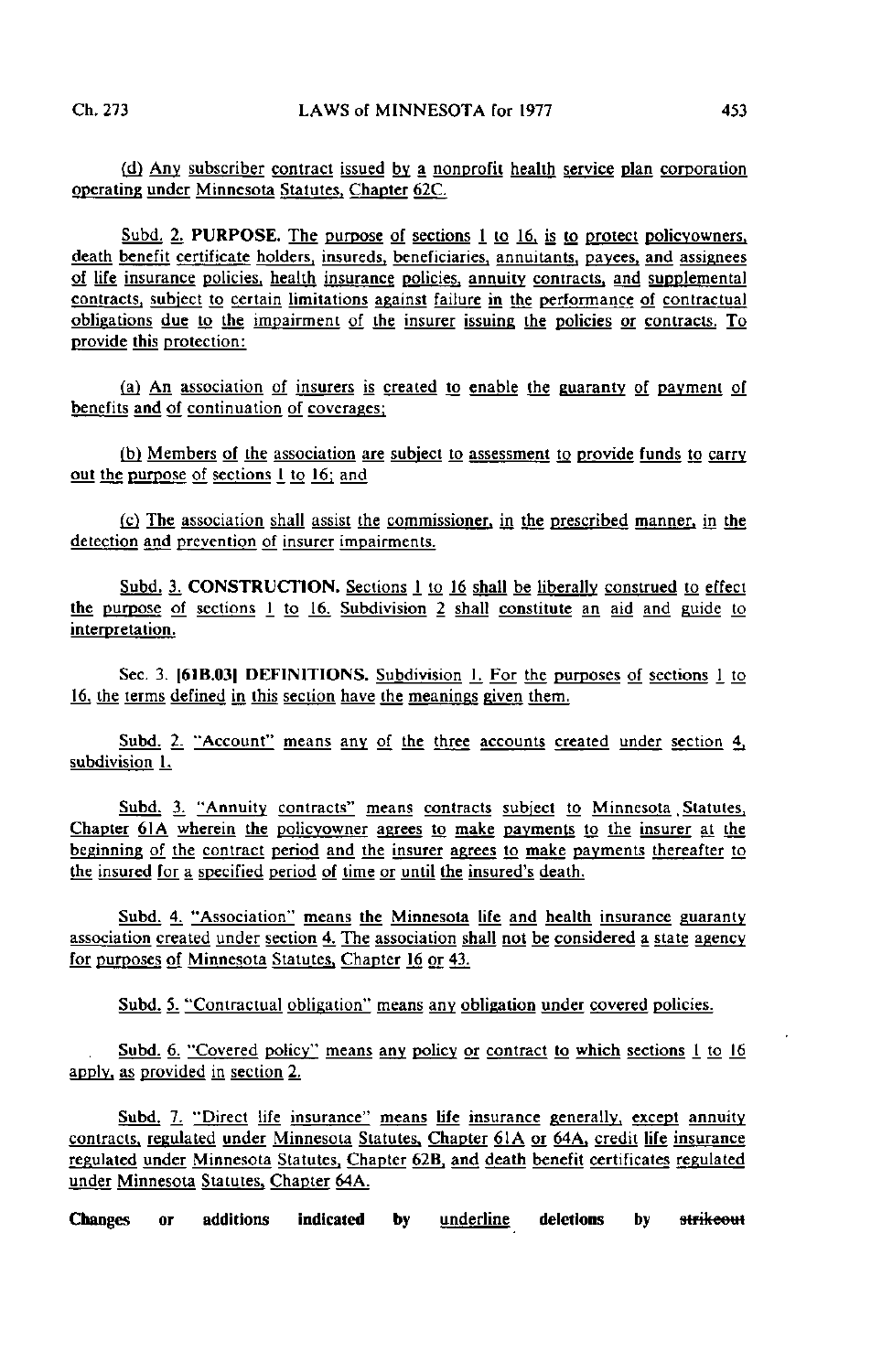(d) Any subscriber contract issued by a nonprofit health service plan corporation operating under Minnesota Statutes, Chapter 62C.

Subd. 2. **PURPOSE.** The purpose of sections 1 to 16, is to protect policyowners, death benefit certificate holders, insureds, beneficiaries, annuitants, payees, and assignees of life insurance policies, health insurance policies, annuity contracts, and supplemental contracts, subject to certain limitations against failure in the performance of contractual obligations due to the impairment of the insurer issuing the policies or contracts. To provide this protection:

(a) An association of insurers is created to enable the guaranty of payment of benefits and of continuation of coverages;

(b) Members of the association are subject to assessment to provide funds to carry out the purpose of sections 1 to 16; and

(c) The association shall assist the commissioner, in the prescribed manner, in the detection and prevention of insurer impairments.

Subd. 3. **CONSTRUCTION.** Sections 1 to 16 shall be liberally construed to effect the purpose of sections 1 to 16. Subdivision 2 shall constitute an aid and guide to interpretation.

Sec. 3. **[61B.03] DEFINITIONS.** Subdivision 1. For the purposes of sections 1 to 16, the terms defined in this section have the meanings given them.

Subd. 2. "Account" means any of the three accounts created under section 4, subdivision 1.

Subd. 3. "Annuity contracts" means contracts subject to Minnesota Statutes, Chapter 61A wherein the policyowner agrees to make payments to the insurer at the beginning of the contract period and the insurer agrees to make payments thereafter to the insured for a specified period of time or until the insured's death.

Subd. 4. "Association" means the Minnesota life and health insurance guaranty association created under section 4. The association shall not be considered a state agency for purposes of Minnesota Statutes, Chapter 16 or 43.

Subd. 5. "Contractual obligation" means any obligation under covered policies.

Subd. 6. "Covered policy" means any policy or contract to which sections 1 to 16 apply, as provided in section 2.

Subd. 7. "Direct life insurance" means life insurance generally, except annuity contracts, regulated under Minnesota Statutes, Chapter 61A or 64A, credit life insurance regulated under Minnesota Statutes, Chapter 62B, and death benefit certificates regulated under Minnesota Statutes, Chapter 64A.

Changes or additions indicated by underline deletions by ~~strikeout~~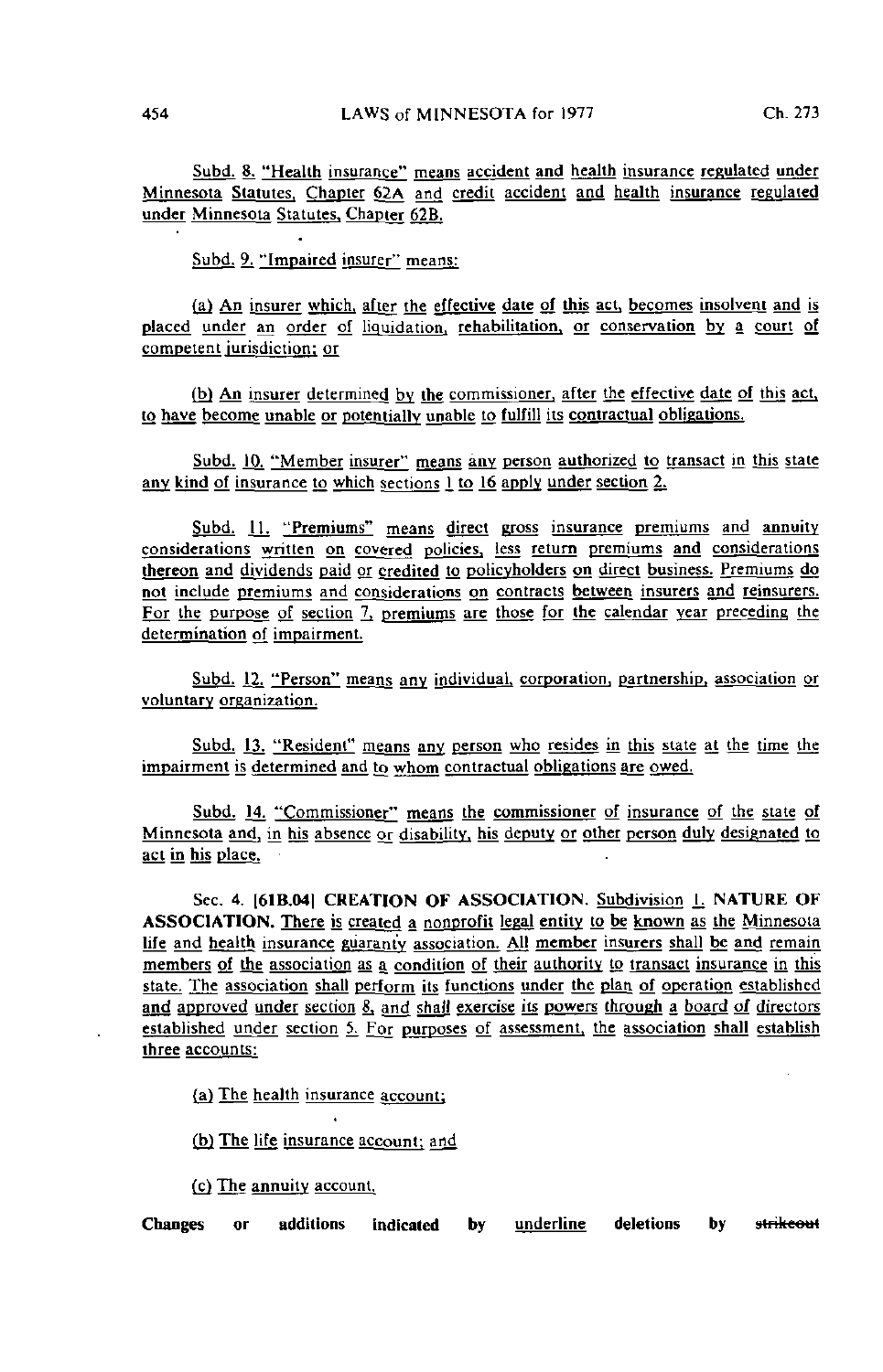Subd. 8. "Health insurance" means accident and health insurance regulated under Minnesota Statutes, Chapter 62A and credit accident and health insurance regulated under Minnesota Statutes, Chapter 62B.

Subd. 9. "Impaired insurer" means:

(a) An insurer which, after the effective date of this act, becomes insolvent and is placed under an order of liquidation, rehabilitation, or conservation by a court of competent jurisdiction; or

(b) An insurer determined by the commissioner, after the effective date of this act, to have become unable or potentially unable to fulfill its contractual obligations.

Subd. 10. "Member insurer" means any person authorized to transact in this state any kind of insurance to which sections 1 to 16 apply under section 2.

Subd. 11. "Premiums" means direct gross insurance premiums and annuity considerations written on covered policies, less return premiums and considerations thereon and dividends paid or credited to policyholders on direct business. Premiums do not include premiums and considerations on contracts between insurers and reinsurers. For the purpose of section 7, premiums are those for the calendar year preceding the determination of impairment.

Subd. 12. "Person" means any individual, corporation, partnership, association or voluntary organization.

Subd. 13. "Resident" means any person who resides in this state at the time the impairment is determined and to whom contractual obligations are owed.

Subd. 14. "Commissioner" means the commissioner of insurance of the state of Minnesota and, in his absence or disability, his deputy or other person duly designated to act in his place.

Sec. 4. [61B.04] **CREATION OF ASSOCIATION.** Subdivision 1. **NATURE OF ASSOCIATION.** There is created a nonprofit legal entity to be known as the Minnesota life and health insurance guaranty association. All member insurers shall be and remain members of the association as a condition of their authority to transact insurance in this state. The association shall perform its functions under the plan of operation established and approved under section 8, and shall exercise its powers through a board of directors established under section 5. For purposes of assessment, the association shall establish three accounts:

(a) The health insurance account;

(b) The life insurance account; and

(c) The annuity account.

**Changes or additions indicated by** underline **deletions by** ~~strikeout~~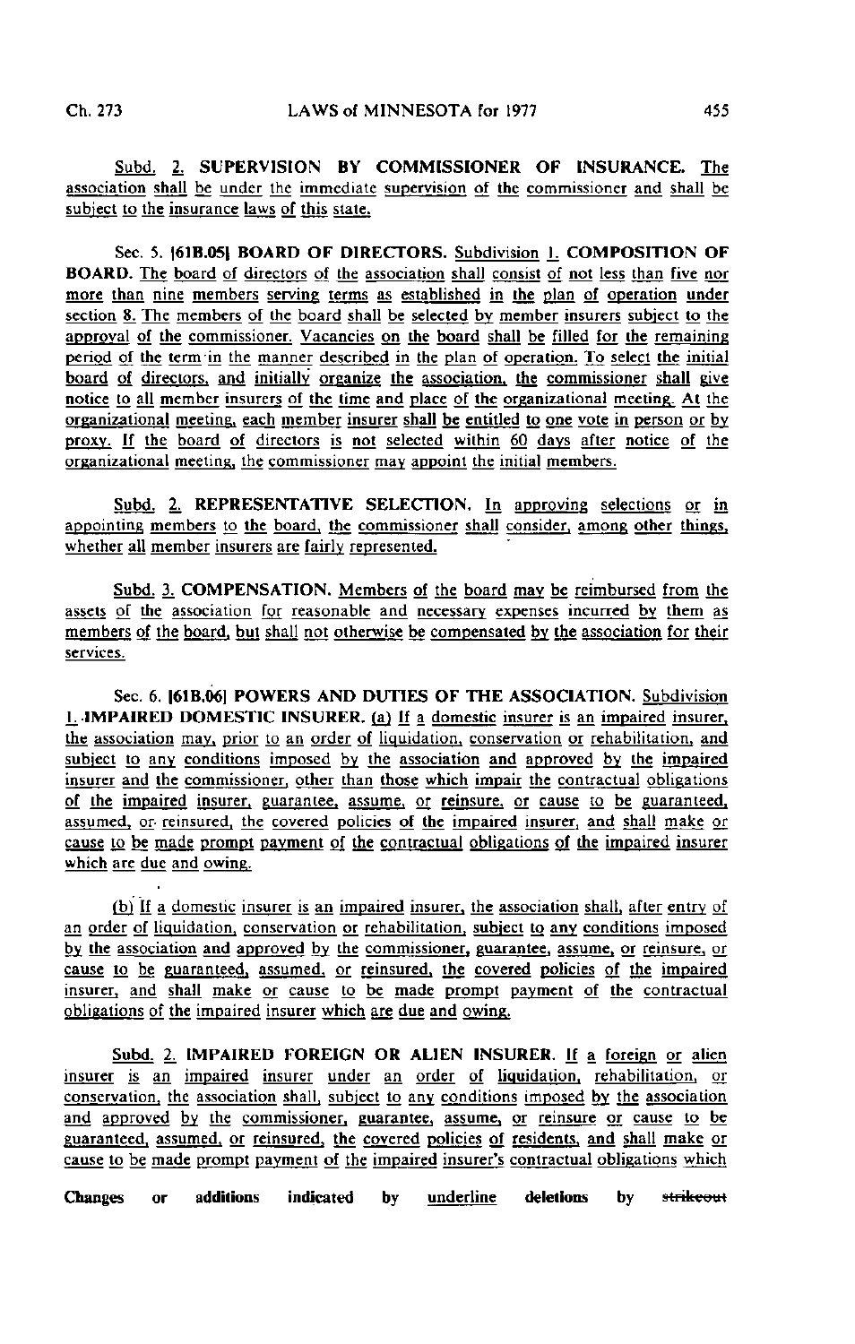Subd. 2. **SUPERVISION BY COMMISSIONER OF INSURANCE.** The association shall be under the immediate supervision of the commissioner and shall be subject to the insurance laws of this state.

Sec. 5. **[61B.05] BOARD OF DIRECTORS.** Subdivision 1. **COMPOSITION OF BOARD.** The board of directors of the association shall consist of not less than five nor more than nine members serving terms as established in the plan of operation under section 8. The members of the board shall be selected by member insurers subject to the approval of the commissioner. Vacancies on the board shall be filled for the remaining period of the term in the manner described in the plan of operation. To select the initial board of directors, and initially organize the association, the commissioner shall give notice to all member insurers of the time and place of the organizational meeting. At the organizational meeting, each member insurer shall be entitled to one vote in person or by proxy. If the board of directors is not selected within 60 days after notice of the organizational meeting, the commissioner may appoint the initial members.

Subd. 2. **REPRESENTATIVE SELECTION.** In approving selections or in appointing members to the board, the commissioner shall consider, among other things, whether all member insurers are fairly represented.

Subd. 3. **COMPENSATION.** Members of the board may be reimbursed from the assets of the association for reasonable and necessary expenses incurred by them as members of the board, but shall not otherwise be compensated by the association for their services.

Sec. 6. **[61B.06] POWERS AND DUTIES OF THE ASSOCIATION.** Subdivision 1. **IMPAIRED DOMESTIC INSURER.** (a) If a domestic insurer is an impaired insurer, the association may, prior to an order of liquidation, conservation or rehabilitation, and subject to any conditions imposed by the association and approved by the impaired insurer and the commissioner, other than those which impair the contractual obligations of the impaired insurer, guarantee, assume, or reinsure, or cause to be guaranteed, assumed, or reinsured, the covered policies of the impaired insurer, and shall make or cause to be made prompt payment of the contractual obligations of the impaired insurer which are due and owing.

(b) If a domestic insurer is an impaired insurer, the association shall, after entry of an order of liquidation, conservation or rehabilitation, subject to any conditions imposed by the association and approved by the commissioner, guarantee, assume, or reinsure, or cause to be guaranteed, assumed, or reinsured, the covered policies of the impaired insurer, and shall make or cause to be made prompt payment of the contractual obligations of the impaired insurer which are due and owing.

Subd. 2. **IMPAIRED FOREIGN OR ALIEN INSURER.** If a foreign or alien insurer is an impaired insurer under an order of liquidation, rehabilitation, or conservation, the association shall, subject to any conditions imposed by the association and approved by the commissioner, guarantee, assume, or reinsure or cause to be guaranteed, assumed, or reinsured, the covered policies of residents, and shall make or cause to be made prompt payment of the impaired insurer's contractual obligations which

Changes or additions indicated by underline deletions by ~~strikeout~~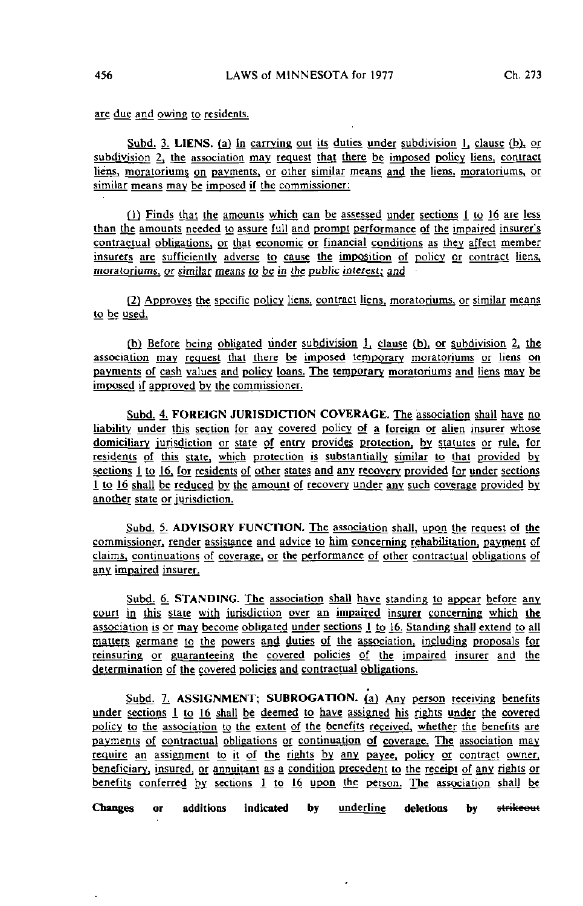are due and owing to residents.

Subd. 3. **LIENS.** (a) In carrying out its duties under subdivision 1, clause (b), or subdivision 2, the association may request that there be imposed policy liens, contract liens, moratoriums on payments, or other similar means and the liens, moratoriums, or similar means may be imposed if the commissioner:

(1) Finds that the amounts which can be assessed under sections 1 to 16 are less than the amounts needed to assure full and prompt performance of the impaired insurer's contractual obligations, or that economic or financial conditions as they affect member insurers are sufficiently adverse to cause the imposition of policy or contract liens, moratoriums, or similar means to be in the public interest; and

(2) Approves the specific policy liens, contract liens, moratoriums, or similar means to be used.

(b) Before being obligated under subdivision 1, clause (b), or subdivision 2, the association may request that there be imposed temporary moratoriums or liens on payments of cash values and policy loans. The temporary moratoriums and liens may be imposed if approved by the commissioner.

Subd. 4. **FOREIGN JURISDICTION COVERAGE.** The association shall have no liability under this section for any covered policy of a foreign or alien insurer whose domiciliary jurisdiction or state of entry provides protection, by statutes or rule, for residents of this state, which protection is substantially similar to that provided by sections 1 to 16, for residents of other states and any recovery provided for under sections 1 to 16 shall be reduced by the amount of recovery under any such coverage provided by another state or jurisdiction.

Subd. 5. **ADVISORY FUNCTION.** The association shall, upon the request of the commissioner, render assistance and advice to him concerning rehabilitation, payment of claims, continuations of coverage, or the performance of other contractual obligations of any impaired insurer.

Subd. 6. **STANDING.** The association shall have standing to appear before any court in this state with jurisdiction over an impaired insurer concerning which the association is or may become obligated under sections 1 to 16. Standing shall extend to all matters germane to the powers and duties of the association, including proposals for reinsuring or guaranteeing the covered policies of the impaired insurer and the determination of the covered policies and contractual obligations.

Subd. 7. **ASSIGNMENT; SUBROGATION.** (a) Any person receiving benefits under sections 1 to 16 shall be deemed to have assigned his rights under the covered policy to the association to the extent of the benefits received, whether the benefits are payments of contractual obligations or continuation of coverage. The association may require an assignment to it of the rights by any payee, policy or contract owner, beneficiary, insured, or annuitant as a condition precedent to the receipt of any rights or benefits conferred by sections 1 to 16 upon the person. The association shall be

**Changes or additions indicated by underline deletions by ~~strikeout~~**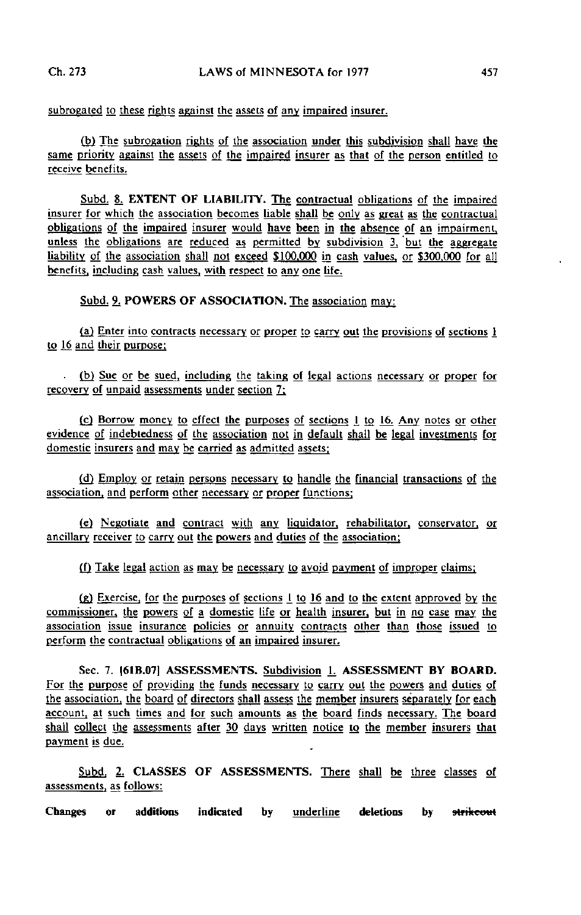subrogated to these rights against the assets of any impaired insurer.

(b) The subrogation rights of the association under this subdivision shall have the same priority against the assets of the impaired insurer as that of the person entitled to receive benefits.

Subd. 8. **EXTENT OF LIABILITY.** The contractual obligations of the impaired insurer for which the association becomes liable shall be only as great as the contractual obligations of the impaired insurer would have been in the absence of an impairment, unless the obligations are reduced as permitted by subdivision 3, but the aggregate liability of the association shall not exceed $100,000 in cash values, or $300,000 for all benefits, including cash values, with respect to any one life.

Subd. 9. **POWERS OF ASSOCIATION.** The association may:

(a) Enter into contracts necessary or proper to carry out the provisions of sections 1 to 16 and their purpose;

(b) Sue or be sued, including the taking of legal actions necessary or proper for recovery of unpaid assessments under section 7;

(c) Borrow money to effect the purposes of sections 1 to 16. Any notes or other evidence of indebtedness of the association not in default shall be legal investments for domestic insurers and may be carried as admitted assets;

(d) Employ or retain persons necessary to handle the financial transactions of the association, and perform other necessary or proper functions;

(e) Negotiate and contract with any liquidator, rehabilitator, conservator, or ancillary receiver to carry out the powers and duties of the association;

(f) Take legal action as may be necessary to avoid payment of improper claims;

(g) Exercise, for the purposes of sections 1 to 16 and to the extent approved by the commissioner, the powers of a domestic life or health insurer, but in no case may the association issue insurance policies or annuity contracts other than those issued to perform the contractual obligations of an impaired insurer.

Sec. 7. [61B.07] **ASSESSMENTS.** Subdivision 1. **ASSESSMENT BY BOARD.** For the purpose of providing the funds necessary to carry out the powers and duties of the association, the board of directors shall assess the member insurers separately for each account, at such times and for such amounts as the board finds necessary. The board shall collect the assessments after 30 days written notice to the member insurers that payment is due.

Subd. 2. **CLASSES OF ASSESSMENTS.** There shall be three classes of assessments, as follows:

**Changes or additions indicated by underline deletions by ~~strikeout~~**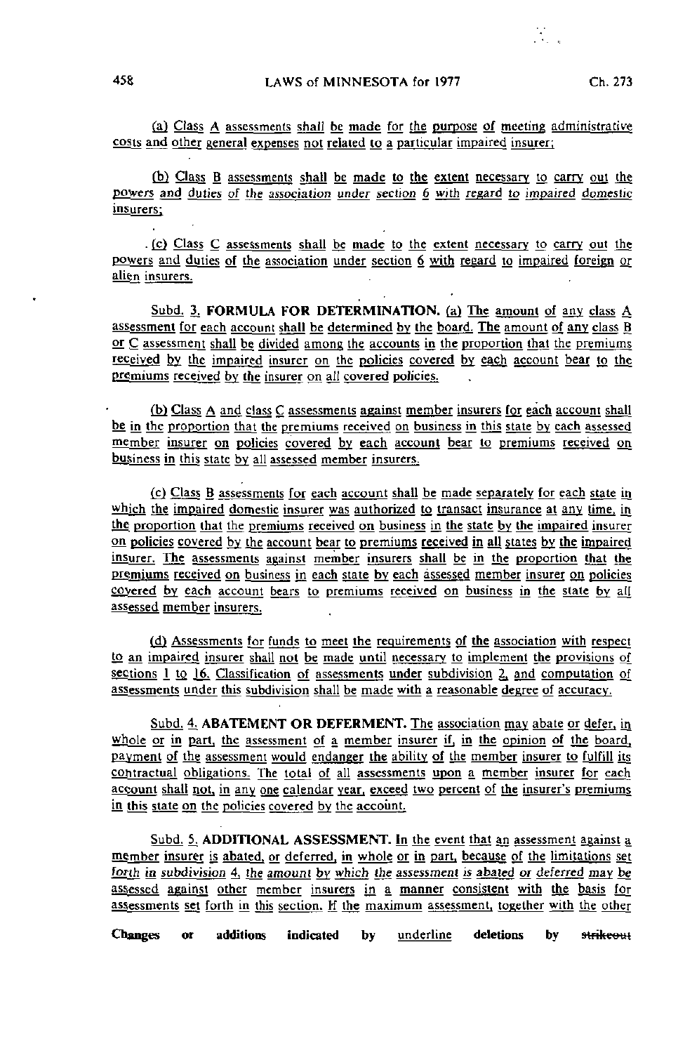(a) Class A assessments shall be made for the purpose of meeting administrative costs and other general expenses not related to a particular impaired insurer;

(b) Class B assessments shall be made to the extent necessary to carry out the powers and duties of the association under section 6 with regard to impaired domestic insurers;

(c) Class C assessments shall be made to the extent necessary to carry out the powers and duties of the association under section 6 with regard to impaired foreign or alien insurers.

Subd. 3. **FORMULA FOR DETERMINATION.** (a) The amount of any class A assessment for each account shall be determined by the board. The amount of any class B or C assessment shall be divided among the accounts in the proportion that the premiums received by the impaired insurer on the policies covered by each account bear to the premiums received by the insurer on all covered policies.

(b) Class A and class C assessments against member insurers for each account shall be in the proportion that the premiums received on business in this state by each assessed member insurer on policies covered by each account bear to premiums received on business in this state by all assessed member insurers.

(c) Class B assessments for each account shall be made separately for each state in which the impaired domestic insurer was authorized to transact insurance at any time, in the proportion that the premiums received on business in the state by the impaired insurer on policies covered by the account bear to premiums received in all states by the impaired insurer. The assessments against member insurers shall be in the proportion that the premiums received on business in each state by each assessed member insurer on policies covered by each account bears to premiums received on business in the state by all assessed member insurers.

(d) Assessments for funds to meet the requirements of the association with respect to an impaired insurer shall not be made until necessary to implement the provisions of sections 1 to 16. Classification of assessments under subdivision 2, and computation of assessments under this subdivision shall be made with a reasonable degree of accuracy.

Subd. 4. **ABATEMENT OR DEFERMENT.** The association may abate or defer, in whole or in part, the assessment of a member insurer if, in the opinion of the board, payment of the assessment would endanger the ability of the member insurer to fulfill its contractual obligations. The total of all assessments upon a member insurer for each account shall not, in any one calendar year, exceed two percent of the insurer's premiums in this state on the policies covered by the account.

Subd. 5. **ADDITIONAL ASSESSMENT.** In the event that an assessment against a member insurer is abated, or deferred, in whole or in part, because of the limitations set forth in subdivision 4, the amount by which the assessment is abated or deferred may be assessed against other member insurers in a manner consistent with the basis for assessments set forth in this section. If the maximum assessment, together with the other

Changes or additions indicated by underline deletions by ~~strikeout~~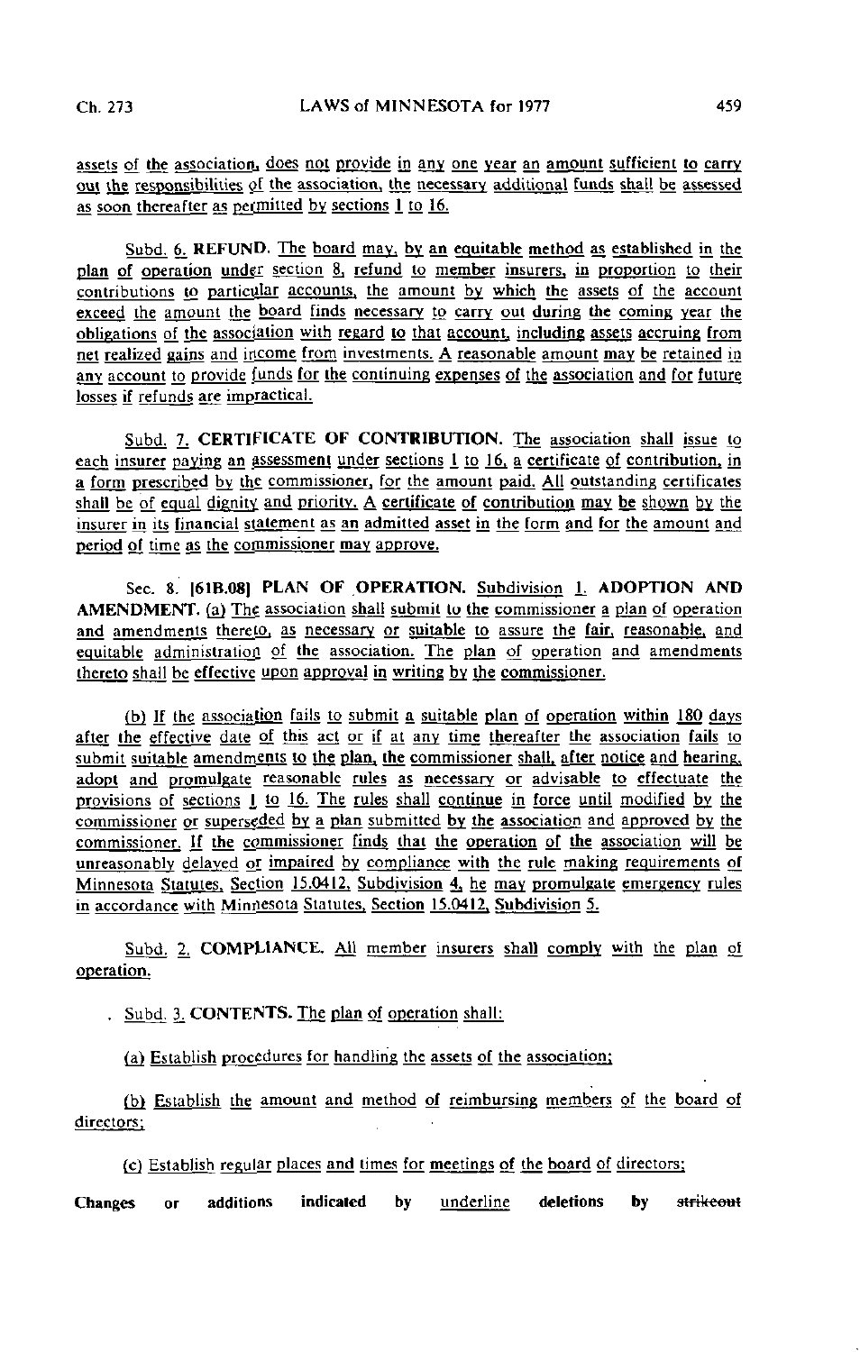assets of the association, does not provide in any one year an amount sufficient to carry out the responsibilities of the association, the necessary additional funds shall be assessed as soon thereafter as permitted by sections 1 to 16.

Subd. 6. **REFUND.** The board may, by an equitable method as established in the plan of operation under section 8, refund to member insurers, in proportion to their contributions to particular accounts, the amount by which the assets of the account exceed the amount the board finds necessary to carry out during the coming year the obligations of the association with regard to that account, including assets accruing from net realized gains and income from investments. A reasonable amount may be retained in any account to provide funds for the continuing expenses of the association and for future losses if refunds are impractical.

Subd. 7. **CERTIFICATE OF CONTRIBUTION.** The association shall issue to each insurer paying an assessment under sections 1 to 16, a certificate of contribution, in a form prescribed by the commissioner, for the amount paid. All outstanding certificates shall be of equal dignity and priority. A certificate of contribution may be shown by the insurer in its financial statement as an admitted asset in the form and for the amount and period of time as the commissioner may approve.

Sec. 8. [61B.08] **PLAN OF OPERATION.** Subdivision 1. **ADOPTION AND AMENDMENT.** (a) The association shall submit to the commissioner a plan of operation and amendments thereto, as necessary or suitable to assure the fair, reasonable, and equitable administration of the association. The plan of operation and amendments thereto shall be effective upon approval in writing by the commissioner.

(b) If the association fails to submit a suitable plan of operation within 180 days after the effective date of this act or if at any time thereafter the association fails to submit suitable amendments to the plan, the commissioner shall, after notice and hearing, adopt and promulgate reasonable rules as necessary or advisable to effectuate the provisions of sections 1 to 16. The rules shall continue in force until modified by the commissioner or superseded by a plan submitted by the association and approved by the commissioner. If the commissioner finds that the operation of the association will be unreasonably delayed or impaired by compliance with the rule making requirements of Minnesota Statutes, Section 15.0412, Subdivision 4, he may promulgate emergency rules in accordance with Minnesota Statutes, Section 15.0412, Subdivision 5.

Subd. 2. **COMPLIANCE.** All member insurers shall comply with the plan of operation.

Subd. 3. **CONTENTS.** The plan of operation shall:

(a) Establish procedures for handling the assets of the association;

(b) Establish the amount and method of reimbursing members of the board of directors;

(c) Establish regular places and times for meetings of the board of directors;

Changes or additions indicated by underline deletions by strikeout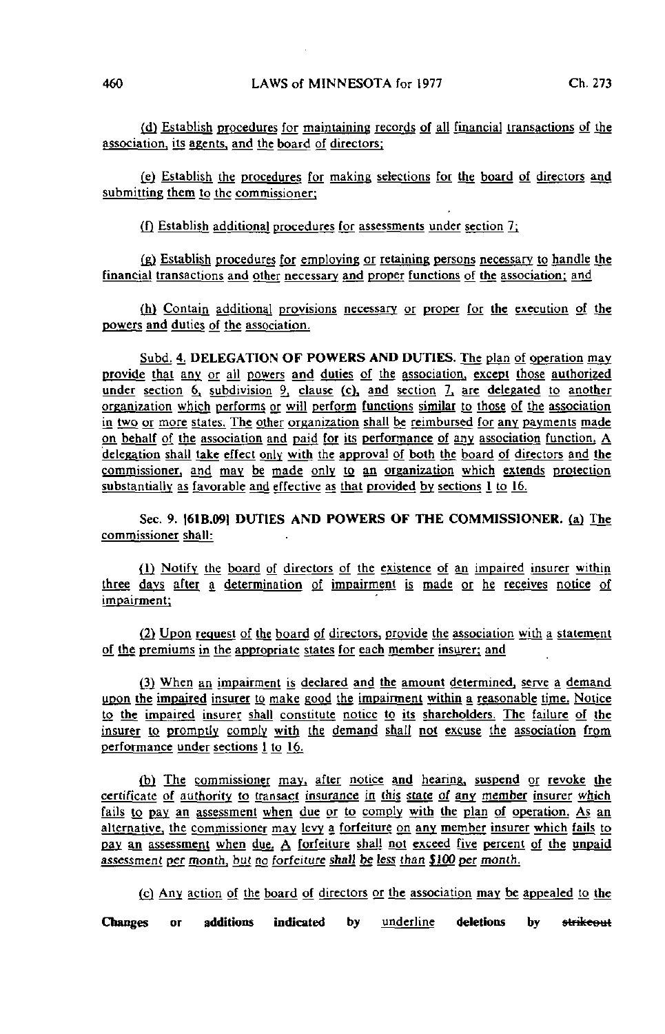(d) Establish procedures for maintaining records of all financial transactions of the association, its agents, and the board of directors;

(e) Establish the procedures for making selections for the board of directors and submitting them to the commissioner;

(f) Establish additional procedures for assessments under section 7;

(g) Establish procedures for employing or retaining persons necessary to handle the financial transactions and other necessary and proper functions of the association; and

(h) Contain additional provisions necessary or proper for the execution of the powers and duties of the association.

Subd. 4. **DELEGATION OF POWERS AND DUTIES.** The plan of operation may provide that any or all powers and duties of the association, except those authorized under section 6, subdivision 9, clause (c), and section 7, are delegated to another organization which performs or will perform functions similar to those of the association in two or more states. The other organization shall be reimbursed for any payments made on behalf of the association and paid for its performance of any association function. A delegation shall take effect only with the approval of both the board of directors and the commissioner, and may be made only to an organization which extends protection substantially as favorable and effective as that provided by sections 1 to 16.

Sec. 9. [61B.09] **DUTIES AND POWERS OF THE COMMISSIONER.** (a) The commissioner shall:

(1) Notify the board of directors of the existence of an impaired insurer within three days after a determination of impairment is made or he receives notice of impairment;

(2) Upon request of the board of directors, provide the association with a statement of the premiums in the appropriate states for each member insurer; and

(3) When an impairment is declared and the amount determined, serve a demand upon the impaired insurer to make good the impairment within a reasonable time. Notice to the impaired insurer shall constitute notice to its shareholders. The failure of the insurer to promptly comply with the demand shall not excuse the association from performance under sections 1 to 16.

(b) The commissioner may, after notice and hearing, suspend or revoke the certificate of authority to transact insurance in this state of any member insurer which fails to pay an assessment when due or to comply with the plan of operation. As an alternative, the commissioner may levy a forfeiture on any member insurer which fails to pay an assessment when due. A forfeiture shall not exceed five percent of the unpaid assessment per month, but no forfeiture shall be less than $100 per month.

(c) Any action of the board of directors or the association may be appealed to the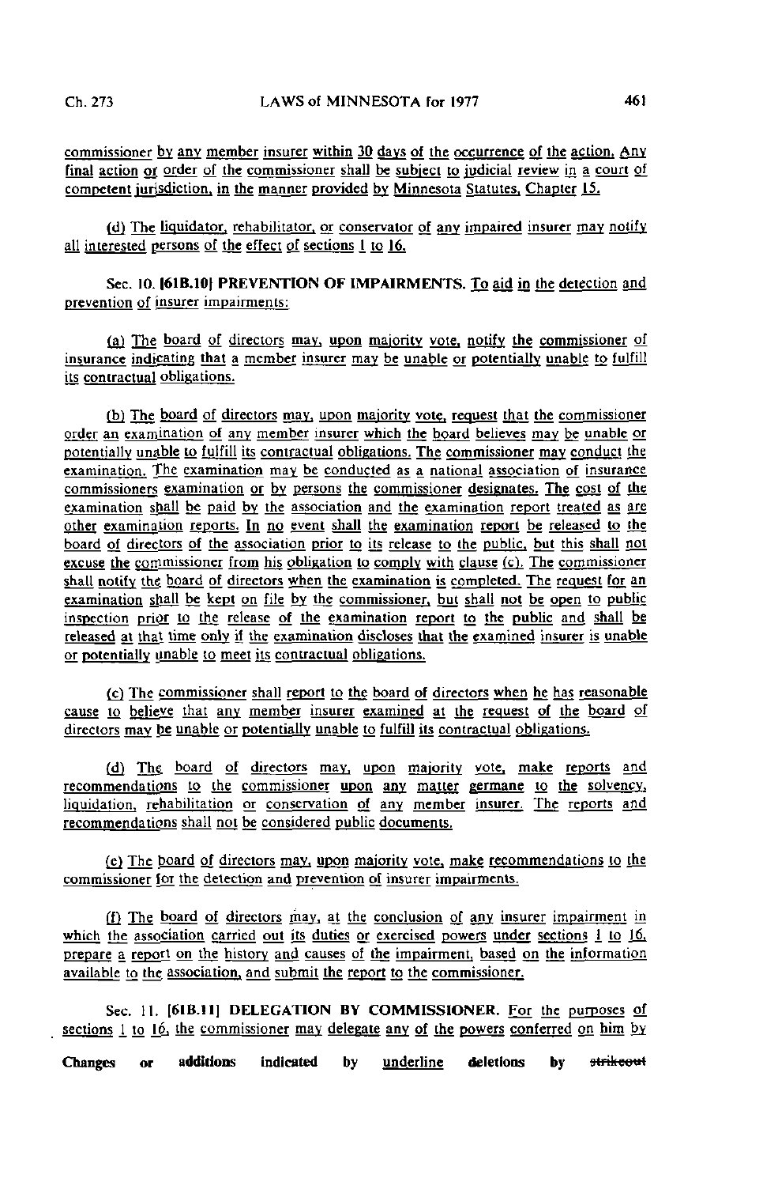commissioner by any member insurer within 30 days of the occurrence of the action. Any final action or order of the commissioner shall be subject to judicial review in a court of competent jurisdiction, in the manner provided by Minnesota Statutes, Chapter 15.

(d) The liquidator, rehabilitator, or conservator of any impaired insurer may notify all interested persons of the effect of sections 1 to 16.

Sec. 10. [61B.10] **PREVENTION OF IMPAIRMENTS.** To aid in the detection and prevention of insurer impairments:

(a) The board of directors may, upon majority vote, notify the commissioner of insurance indicating that a member insurer may be unable or potentially unable to fulfill its contractual obligations.

(b) The board of directors may, upon majority vote, request that the commissioner order an examination of any member insurer which the board believes may be unable or potentially unable to fulfill its contractual obligations. The commissioner may conduct the examination. The examination may be conducted as a national association of insurance commissioners examination or by persons the commissioner designates. The cost of the examination shall be paid by the association and the examination report treated as are other examination reports. In no event shall the examination report be released to the board of directors of the association prior to its release to the public, but this shall not excuse the commissioner from his obligation to comply with clause (c). The commissioner shall notify the board of directors when the examination is completed. The request for an examination shall be kept on file by the commissioner, but shall not be open to public inspection prior to the release of the examination report to the public and shall be released at that time only if the examination discloses that the examined insurer is unable or potentially unable to meet its contractual obligations.

(c) The commissioner shall report to the board of directors when he has reasonable cause to believe that any member insurer examined at the request of the board of directors may be unable or potentially unable to fulfill its contractual obligations.

(d) The board of directors may, upon majority vote, make reports and recommendations to the commissioner upon any matter germane to the solvency, liquidation, rehabilitation or conservation of any member insurer. The reports and recommendations shall not be considered public documents.

(e) The board of directors may, upon majority vote, make recommendations to the commissioner for the detection and prevention of insurer impairments.

(f) The board of directors may, at the conclusion of any insurer impairment in which the association carried out its duties or exercised powers under sections 1 to 16, prepare a report on the history and causes of the impairment, based on the information available to the association, and submit the report to the commissioner.

Sec. 11. [61B.11] **DELEGATION BY COMMISSIONER.** For the purposes of sections 1 to 16, the commissioner may delegate any of the powers conferred on him by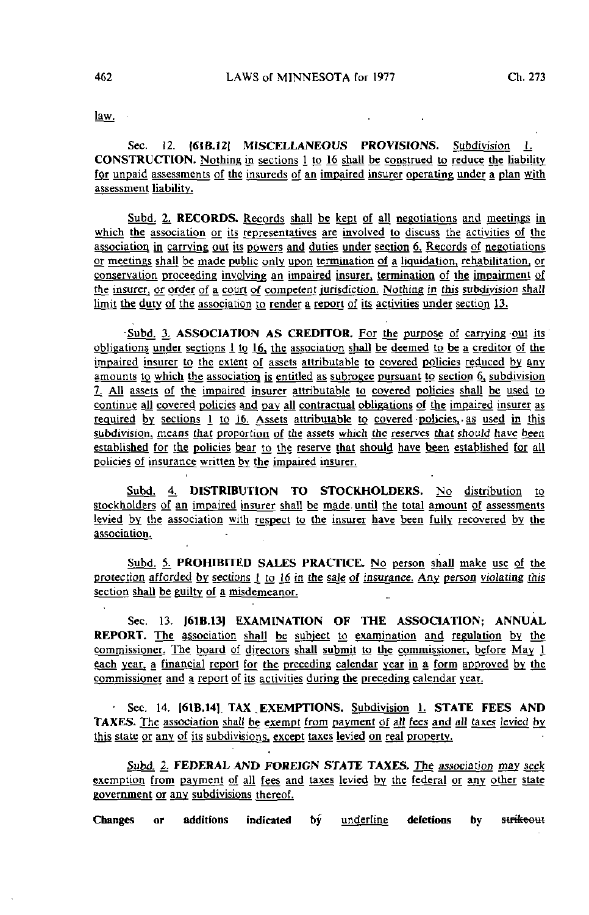law.

Sec. 12. [61B.12] MISCELLANEOUS PROVISIONS. Subdivision 1. CONSTRUCTION. Nothing in sections 1 to 16 shall be construed to reduce the liability for unpaid assessments of the insureds of an impaired insurer operating under a plan with assessment liability.

Subd. 2. RECORDS. Records shall be kept of all negotiations and meetings in which the association or its representatives are involved to discuss the activities of the association in carrying out its powers and duties under section 6. Records of negotiations or meetings shall be made public only upon termination of a liquidation, rehabilitation, or conservation proceeding involving an impaired insurer, termination of the impairment of the insurer, or order of a court of competent jurisdiction. Nothing in this subdivision shall limit the duty of the association to render a report of its activities under section 13.

Subd. 3. ASSOCIATION AS CREDITOR. For the purpose of carrying out its obligations under sections 1 to 16, the association shall be deemed to be a creditor of the impaired insurer to the extent of assets attributable to covered policies reduced by any amounts to which the association is entitled as subrogee pursuant to section 6, subdivision 7. All assets of the impaired insurer attributable to covered policies shall be used to continue all covered policies and pay all contractual obligations of the impaired insurer as required by sections 1 to 16. Assets attributable to covered policies, as used in this subdivision, means that proportion of the assets which the reserves that should have been established for the policies bear to the reserve that should have been established for all policies of insurance written by the impaired insurer.

Subd. 4. DISTRIBUTION TO STOCKHOLDERS. No distribution to stockholders of an impaired insurer shall be made until the total amount of assessments levied by the association with respect to the insurer have been fully recovered by the association.

Subd. 5. PROHIBITED SALES PRACTICE. No person shall make use of the protection afforded by sections 1 to 16 in the sale of insurance. Any person violating this section shall be guilty of a misdemeanor.

Sec. 13. [61B.13] EXAMINATION OF THE ASSOCIATION; ANNUAL REPORT. The association shall be subject to examination and regulation by the commissioner. The board of directors shall submit to the commissioner, before May 1 each year, a financial report for the preceding calendar year in a form approved by the commissioner and a report of its activities during the preceding calendar year.

Sec. 14. [61B.14] TAX EXEMPTIONS. Subdivision 1. STATE FEES AND TAXES. The association shall be exempt from payment of all fees and all taxes levied by this state or any of its subdivisions, except taxes levied on real property.

Subd. 2. FEDERAL AND FOREIGN STATE TAXES. The association may seek exemption from payment of all fees and taxes levied by the federal or any other state government or any subdivisions thereof.

Changes or additions indicated by underline deletions by ~~strikeout~~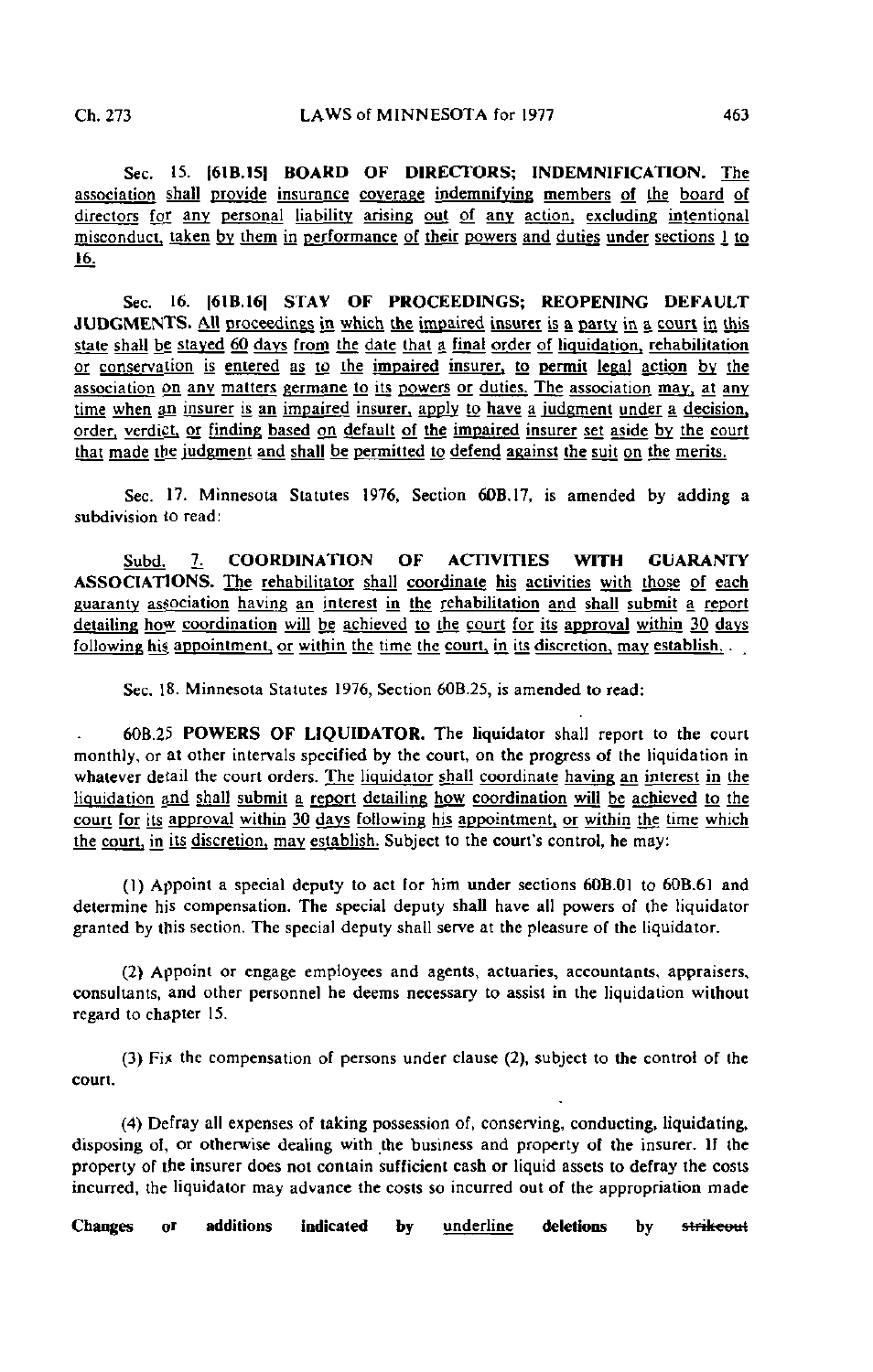Sec. 15. [61B.15] BOARD OF DIRECTORS; INDEMNIFICATION. The association shall provide insurance coverage indemnifying members of the board of directors for any personal liability arising out of any action, excluding intentional misconduct, taken by them in performance of their powers and duties under sections 1 to 16.

Sec. 16. [61B.16] STAY OF PROCEEDINGS; REOPENING DEFAULT JUDGMENTS. All proceedings in which the impaired insurer is a party in a court in this state shall be stayed 60 days from the date that a final order of liquidation, rehabilitation or conservation is entered as to the impaired insurer, to permit legal action by the association on any matters germane to its powers or duties. The association may, at any time when an insurer is an impaired insurer, apply to have a judgment under a decision, order, verdict, or finding based on default of the impaired insurer set aside by the court that made the judgment and shall be permitted to defend against the suit on the merits.

Sec. 17. Minnesota Statutes 1976, Section 60B.17, is amended by adding a subdivision to read:

Subd. 7. COORDINATION OF ACTIVITIES WITH GUARANTY ASSOCIATIONS. The rehabilitator shall coordinate his activities with those of each guaranty association having an interest in the rehabilitation and shall submit a report detailing how coordination will be achieved to the court for its approval within 30 days following his appointment, or within the time the court, in its discretion, may establish.

Sec. 18. Minnesota Statutes 1976, Section 60B.25, is amended to read:

60B.25 POWERS OF LIQUIDATOR. The liquidator shall report to the court monthly, or at other intervals specified by the court, on the progress of the liquidation in whatever detail the court orders. The liquidator shall coordinate having an interest in the liquidation and shall submit a report detailing how coordination will be achieved to the court for its approval within 30 days following his appointment, or within the time which the court, in its discretion, may establish. Subject to the court's control, he may:

(1) Appoint a special deputy to act for him under sections 60B.01 to 60B.61 and determine his compensation. The special deputy shall have all powers of the liquidator granted by this section. The special deputy shall serve at the pleasure of the liquidator.

(2) Appoint or engage employees and agents, actuaries, accountants, appraisers, consultants, and other personnel he deems necessary to assist in the liquidation without regard to chapter 15.

(3) Fix the compensation of persons under clause (2), subject to the control of the court.

(4) Defray all expenses of taking possession of, conserving, conducting, liquidating, disposing of, or otherwise dealing with the business and property of the insurer. If the property of the insurer does not contain sufficient cash or liquid assets to defray the costs incurred, the liquidator may advance the costs so incurred out of the appropriation made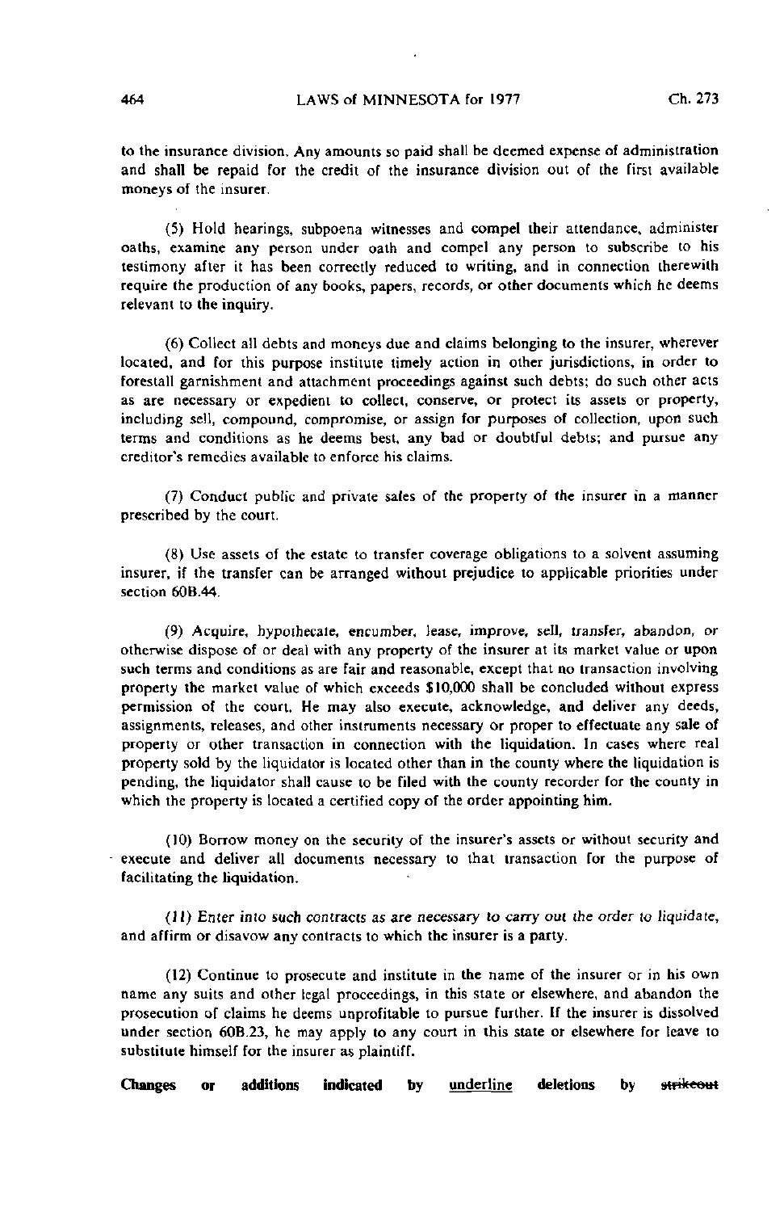to the insurance division. Any amounts so paid shall be deemed expense of administration and shall be repaid for the credit of the insurance division out of the first available moneys of the insurer.

(5) Hold hearings, subpoena witnesses and compel their attendance, administer oaths, examine any person under oath and compel any person to subscribe to his testimony after it has been correctly reduced to writing, and in connection therewith require the production of any books, papers, records, or other documents which he deems relevant to the inquiry.

(6) Collect all debts and moneys due and claims belonging to the insurer, wherever located, and for this purpose institute timely action in other jurisdictions, in order to forestall garnishment and attachment proceedings against such debts; do such other acts as are necessary or expedient to collect, conserve, or protect its assets or property, including sell, compound, compromise, or assign for purposes of collection, upon such terms and conditions as he deems best, any bad or doubtful debts; and pursue any creditor's remedies available to enforce his claims.

(7) Conduct public and private sales of the property of the insurer in a manner prescribed by the court.

(8) Use assets of the estate to transfer coverage obligations to a solvent assuming insurer, if the transfer can be arranged without prejudice to applicable priorities under section 60B.44.

(9) Acquire, hypothecate, encumber, lease, improve, sell, transfer, abandon, or otherwise dispose of or deal with any property of the insurer at its market value or upon such terms and conditions as are fair and reasonable, except that no transaction involving property the market value of which exceeds $10,000 shall be concluded without express permission of the court. He may also execute, acknowledge, and deliver any deeds, assignments, releases, and other instruments necessary or proper to effectuate any sale of property or other transaction in connection with the liquidation. In cases where real property sold by the liquidator is located other than in the county where the liquidation is pending, the liquidator shall cause to be filed with the county recorder for the county in which the property is located a certified copy of the order appointing him.

(10) Borrow money on the security of the insurer's assets or without security and execute and deliver all documents necessary to that transaction for the purpose of facilitating the liquidation.

*(11) Enter into such contracts as are necessary to carry out the order to liquidate,* and affirm or disavow any contracts to which the insurer is a party.

(12) Continue to prosecute and institute in the name of the insurer or in his own name any suits and other legal proceedings, in this state or elsewhere, and abandon the prosecution of claims he deems unprofitable to pursue further. If the insurer is dissolved under section 60B.23, he may apply to any court in this state or elsewhere for leave to substitute himself for the insurer as plaintiff.

**Changes or additions indicated by** underline **deletions by** ~~strikeout~~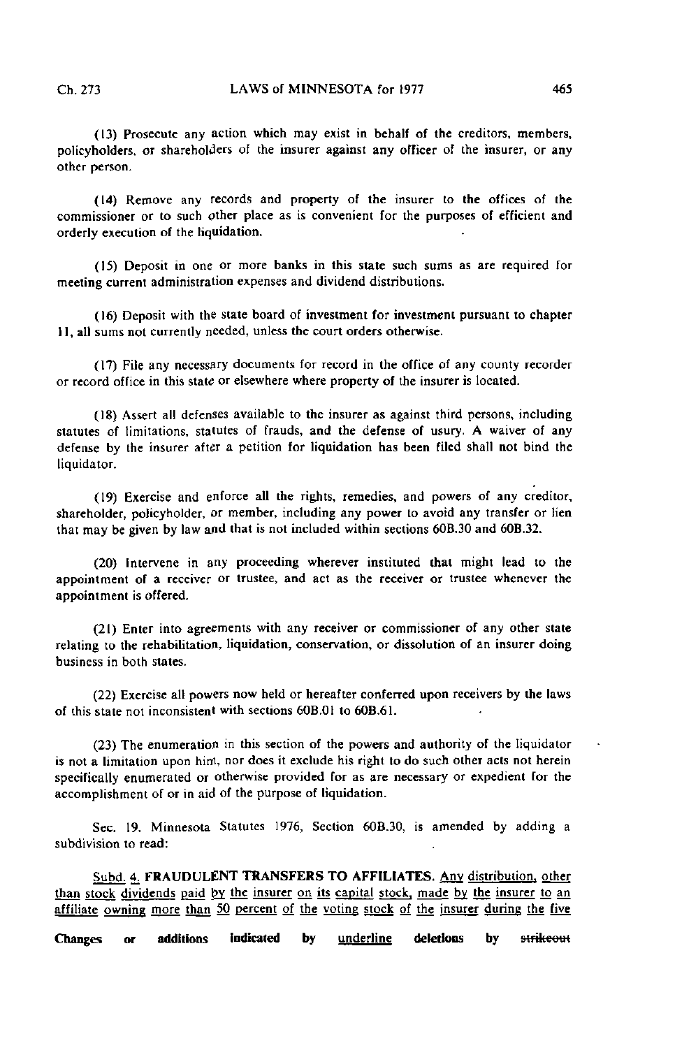(13) Prosecute any action which may exist in behalf of the creditors, members, policyholders, or shareholders of the insurer against any officer of the insurer, or any other person.

(14) Remove any records and property of the insurer to the offices of the commissioner or to such other place as is convenient for the purposes of efficient and orderly execution of the liquidation.

(15) Deposit in one or more banks in this state such sums as are required for meeting current administration expenses and dividend distributions.

(16) Deposit with the state board of investment for investment pursuant to chapter 11, all sums not currently needed, unless the court orders otherwise.

(17) File any necessary documents for record in the office of any county recorder or record office in this state or elsewhere where property of the insurer is located.

(18) Assert all defenses available to the insurer as against third persons, including statutes of limitations, statutes of frauds, and the defense of usury. A waiver of any defense by the insurer after a petition for liquidation has been filed shall not bind the liquidator.

(19) Exercise and enforce all the rights, remedies, and powers of any creditor, shareholder, policyholder, or member, including any power to avoid any transfer or lien that may be given by law and that is not included within sections 60B.30 and 60B.32.

(20) Intervene in any proceeding wherever instituted that might lead to the appointment of a receiver or trustee, and act as the receiver or trustee whenever the appointment is offered.

(21) Enter into agreements with any receiver or commissioner of any other state relating to the rehabilitation, liquidation, conservation, or dissolution of an insurer doing business in both states.

(22) Exercise all powers now held or hereafter conferred upon receivers by the laws of this state not inconsistent with sections 60B.01 to 60B.61.

(23) The enumeration in this section of the powers and authority of the liquidator is not a limitation upon him, nor does it exclude his right to do such other acts not herein specifically enumerated or otherwise provided for as are necessary or expedient for the accomplishment of or in aid of the purpose of liquidation.

Sec. 19. Minnesota Statutes 1976, Section 60B.30, is amended by adding a subdivision to read:

<u>Subd. 4.</u> **FRAUDULENT TRANSFERS TO AFFILIATES.** <u>Any distribution, other than stock dividends paid by the insurer on its capital stock, made by the insurer to an affiliate owning more than 50 percent of the voting stock of the insurer during the five</u>

**Changes or additions indicated by <u>underline</u> deletions by ~~strikeout~~**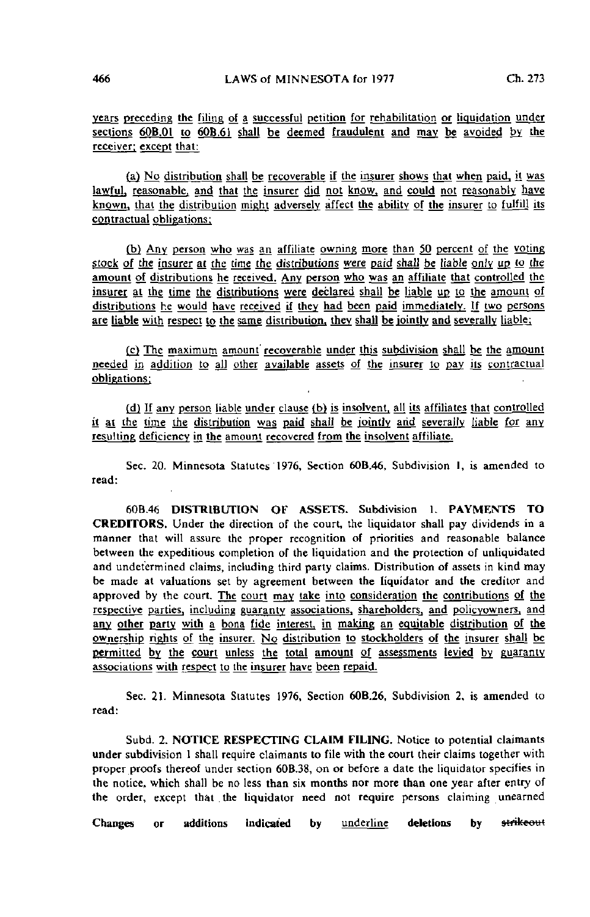years preceding the filing of a successful petition for rehabilitation or liquidation under sections 60B.01 to 60B.61 shall be deemed fraudulent and may be avoided by the receiver; except that:

(a) No distribution shall be recoverable if the insurer shows that when paid, it was lawful, reasonable, and that the insurer did not know, and could not reasonably have known, that the distribution might adversely affect the ability of the insurer to fulfill its contractual obligations;

(b) Any person who was an affiliate owning more than 50 percent of the voting stock of the insurer at the time the distributions were paid shall be liable only up to the amount of distributions he received. Any person who was an affiliate that controlled the insurer at the time the distributions were declared shall be liable up to the amount of distributions he would have received if they had been paid immediately. If two persons are liable with respect to the same distribution, they shall be jointly and severally liable;

(c) The maximum amount recoverable under this subdivision shall be the amount needed in addition to all other available assets of the insurer to pay its contractual obligations;

(d) If any person liable under clause (b) is insolvent, all its affiliates that controlled it at the time the distribution was paid shall be jointly and severally liable for any resulting deficiency in the amount recovered from the insolvent affiliate.

Sec. 20. Minnesota Statutes 1976, Section 60B.46, Subdivision 1, is amended to read:

60B.46 **DISTRIBUTION OF ASSETS.** Subdivision 1. **PAYMENTS TO CREDITORS.** Under the direction of the court, the liquidator shall pay dividends in a manner that will assure the proper recognition of priorities and reasonable balance between the expeditious completion of the liquidation and the protection of unliquidated and undetermined claims, including third party claims. Distribution of assets in kind may be made at valuations set by agreement between the liquidator and the creditor and approved by the court. The court may take into consideration the contributions of the respective parties, including guaranty associations, shareholders, and policyowners, and any other party with a bona fide interest, in making an equitable distribution of the ownership rights of the insurer. No distribution to stockholders of the insurer shall be permitted by the court unless the total amount of assessments levied by guaranty associations with respect to the insurer have been repaid.

Sec. 21. Minnesota Statutes 1976, Section 60B.26, Subdivision 2, is amended to read:

Subd. 2. **NOTICE RESPECTING CLAIM FILING.** Notice to potential claimants under subdivision 1 shall require claimants to file with the court their claims together with proper proofs thereof under section 60B.38, on or before a date the liquidator specifies in the notice, which shall be no less than six months nor more than one year after entry of the order, except that the liquidator need not require persons claiming unearned

Changes or additions indicated by underline deletions by ~~strikeout~~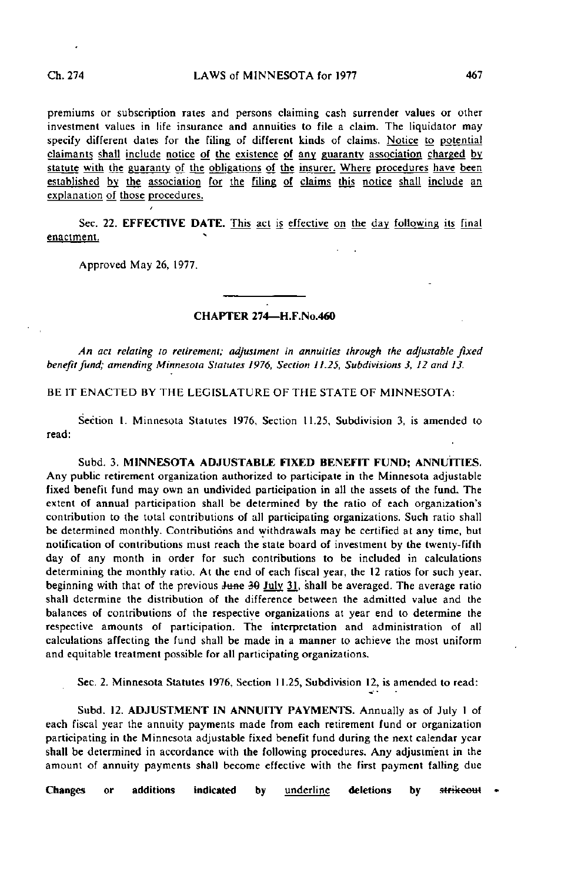premiums or subscription rates and persons claiming cash surrender values or other investment values in life insurance and annuities to file a claim. The liquidator may specify different dates for the filing of different kinds of claims. Notice to potential claimants shall include notice of the existence of any guaranty association charged by statute with the guaranty of the obligations of the insurer. Where procedures have been established by the association for the filing of claims this notice shall include an explanation of those procedures.

Sec. 22. **EFFECTIVE DATE.** This act is effective on the day following its final enactment.

Approved May 26, 1977.

## CHAPTER 274—H.F.No.460

*An act relating to retirement; adjustment in annuities through the adjustable fixed benefit fund; amending Minnesota Statutes 1976, Section 11.25, Subdivisions 3, 12 and 13.*

BE IT ENACTED BY THE LEGISLATURE OF THE STATE OF MINNESOTA:

Section 1. Minnesota Statutes 1976, Section 11.25, Subdivision 3, is amended to read:

Subd. 3. **MINNESOTA ADJUSTABLE FIXED BENEFIT FUND; ANNUITIES.** Any public retirement organization authorized to participate in the Minnesota adjustable fixed benefit fund may own an undivided participation in all the assets of the fund. The extent of annual participation shall be determined by the ratio of each organization's contribution to the total contributions of all participating organizations. Such ratio shall be determined monthly. Contributions and withdrawals may be certified at any time, but notification of contributions must reach the state board of investment by the twenty-fifth day of any month in order for such contributions to be included in calculations determining the monthly ratio. At the end of each fiscal year, the 12 ratios for such year, beginning with that of the previous ~~June 30~~ July 31, shall be averaged. The average ratio shall determine the distribution of the difference between the admitted value and the balances of contributions of the respective organizations at year end to determine the respective amounts of participation. The interpretation and administration of all calculations affecting the fund shall be made in a manner to achieve the most uniform and equitable treatment possible for all participating organizations.

Sec. 2. Minnesota Statutes 1976, Section 11.25, Subdivision 12, is amended to read:

Subd. 12. **ADJUSTMENT IN ANNUITY PAYMENTS.** Annually as of July 1 of each fiscal year the annuity payments made from each retirement fund or organization participating in the Minnesota adjustable fixed benefit fund during the next calendar year shall be determined in accordance with the following procedures. Any adjustment in the amount of annuity payments shall become effective with the first payment falling due

**Changes or additions indicated by** underline **deletions by** ~~strikeout~~